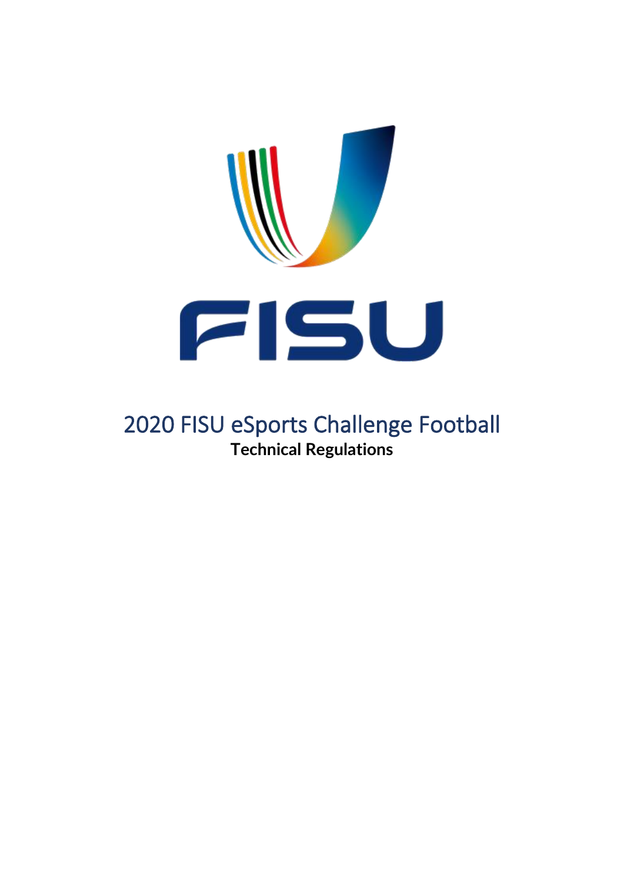# 2020 FISU eSports Challenge Football

**Technical Regulations**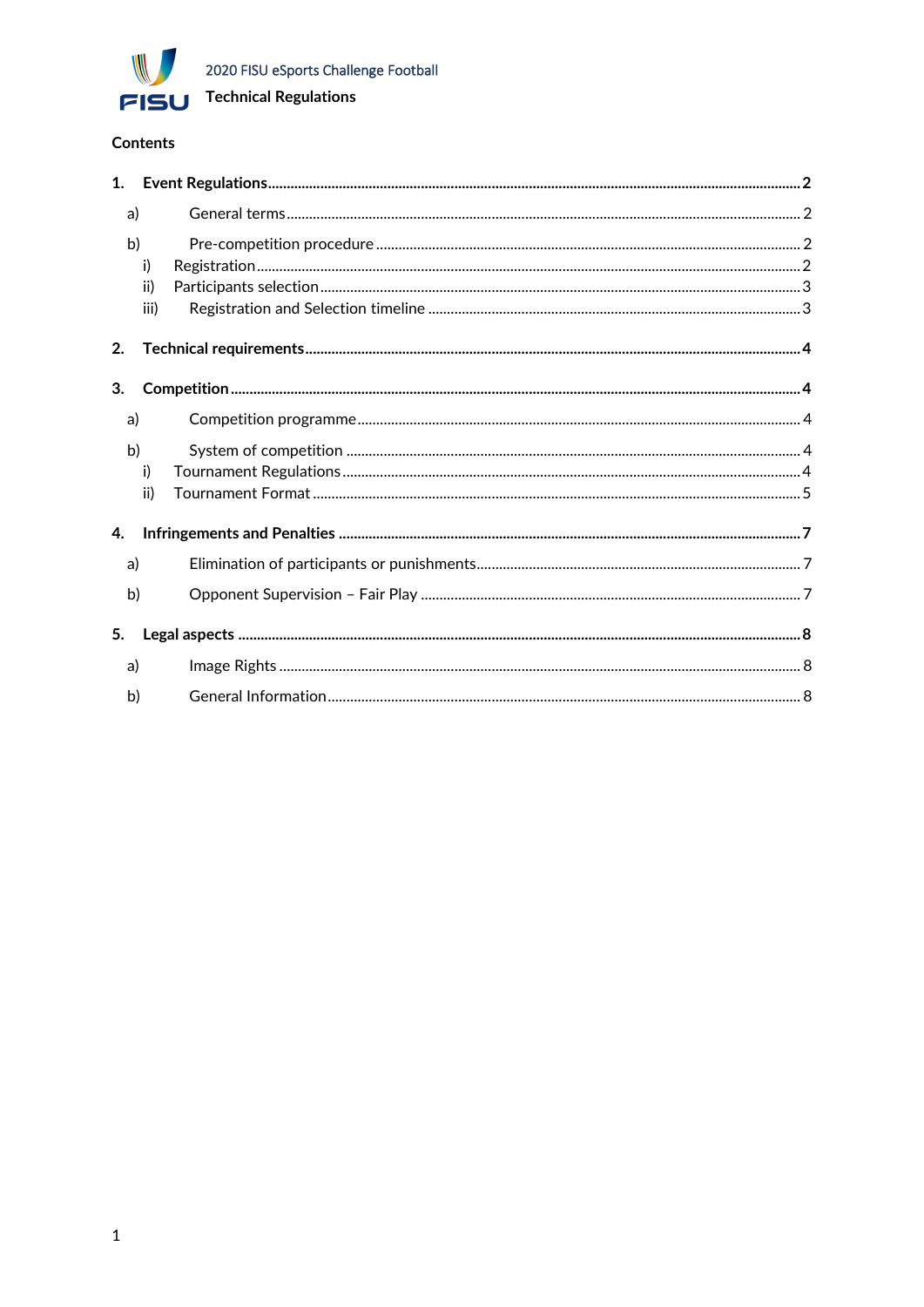2020 FISU eSports Challenge Football

Technical Regulations

## Contents

1. **Event Regulations** ..... **2**
   - a) General terms ..... 2
   - b) Pre-competition procedure ..... 2
     - i) Registration ..... 2
     - ii) Participants selection ..... 3
     - iii) Registration and Selection timeline ..... 3
2. **Technical requirements** ..... **4**
3. **Competition** ..... **4**
   - a) Competition programme ..... 4
   - b) System of competition ..... 4
     - i) Tournament Regulations ..... 4
     - ii) Tournament Format ..... 5
4. **Infringements and Penalties** ..... **7**
   - a) Elimination of participants or punishments ..... 7
   - b) Opponent Supervision – Fair Play ..... 7
5. **Legal aspects** ..... **8**
   - a) Image Rights ..... 8
   - b) General Information ..... 8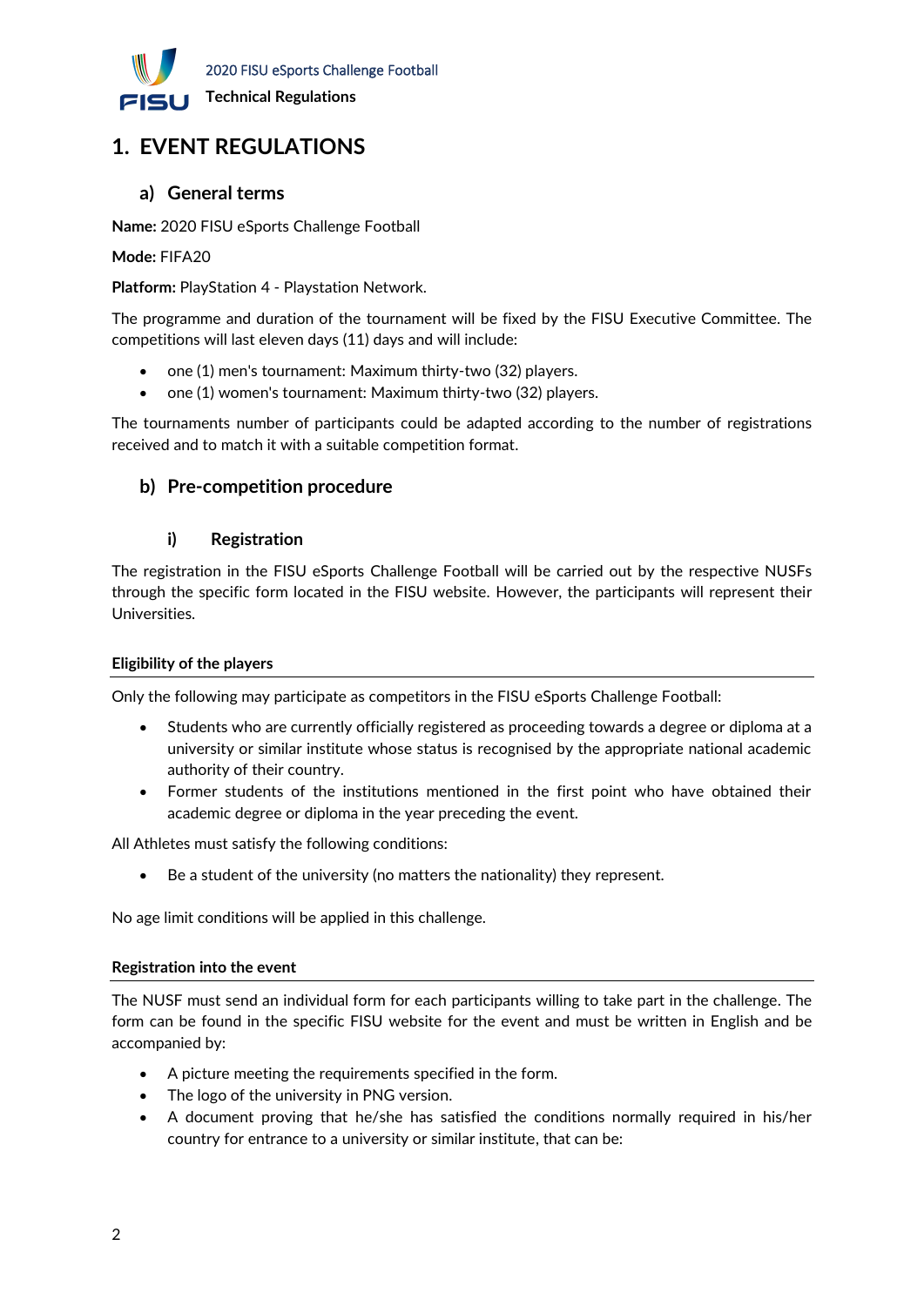# 1. EVENT REGULATIONS

## a) General terms

**Name:** 2020 FISU eSports Challenge Football

**Mode:** FIFA20

**Platform:** PlayStation 4 - Playstation Network.

The programme and duration of the tournament will be fixed by the FISU Executive Committee. The competitions will last eleven days (11) days and will include:

- one (1) men's tournament: Maximum thirty-two (32) players.
- one (1) women's tournament: Maximum thirty-two (32) players.

The tournaments number of participants could be adapted according to the number of registrations received and to match it with a suitable competition format.

## b) Pre-competition procedure

### i) Registration

The registration in the FISU eSports Challenge Football will be carried out by the respective NUSFs through the specific form located in the FISU website. However, the participants will represent their Universities.

**Eligibility of the players**

Only the following may participate as competitors in the FISU eSports Challenge Football:

- Students who are currently officially registered as proceeding towards a degree or diploma at a university or similar institute whose status is recognised by the appropriate national academic authority of their country.
- Former students of the institutions mentioned in the first point who have obtained their academic degree or diploma in the year preceding the event.

All Athletes must satisfy the following conditions:

- Be a student of the university (no matters the nationality) they represent.

No age limit conditions will be applied in this challenge.

**Registration into the event**

The NUSF must send an individual form for each participants willing to take part in the challenge. The form can be found in the specific FISU website for the event and must be written in English and be accompanied by:

- A picture meeting the requirements specified in the form.
- The logo of the university in PNG version.
- A document proving that he/she has satisfied the conditions normally required in his/her country for entrance to a university or similar institute, that can be: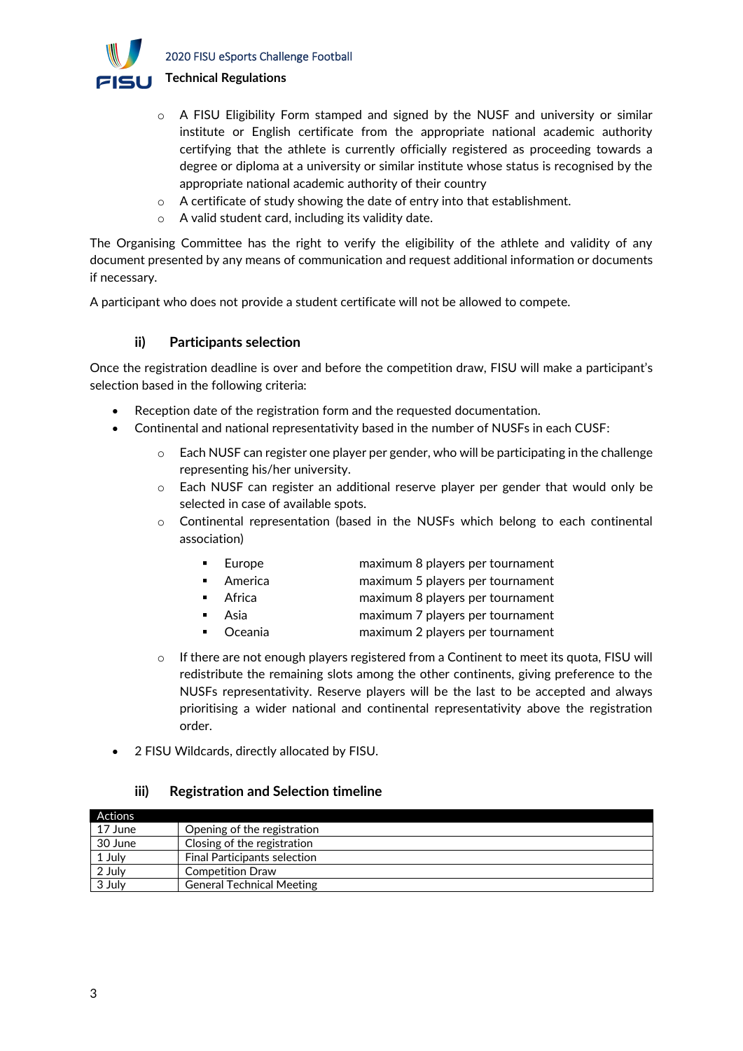- A FISU Eligibility Form stamped and signed by the NUSF and university or similar institute or English certificate from the appropriate national academic authority certifying that the athlete is currently officially registered as proceeding towards a degree or diploma at a university or similar institute whose status is recognised by the appropriate national academic authority of their country
  - A certificate of study showing the date of entry into that establishment.
  - A valid student card, including its validity date.

The Organising Committee has the right to verify the eligibility of the athlete and validity of any document presented by any means of communication and request additional information or documents if necessary.

A participant who does not provide a student certificate will not be allowed to compete.

### ii) Participants selection

Once the registration deadline is over and before the competition draw, FISU will make a participant's selection based in the following criteria:

- Reception date of the registration form and the requested documentation.
- Continental and national representativity based in the number of NUSFs in each CUSF:
  - Each NUSF can register one player per gender, who will be participating in the challenge representing his/her university.
  - Each NUSF can register an additional reserve player per gender that would only be selected in case of available spots.
  - Continental representation (based in the NUSFs which belong to each continental association)
    - Europe maximum 8 players per tournament
    - America maximum 5 players per tournament
    - Africa maximum 8 players per tournament
    - Asia maximum 7 players per tournament
    - Oceania maximum 2 players per tournament
  - If there are not enough players registered from a Continent to meet its quota, FISU will redistribute the remaining slots among the other continents, giving preference to the NUSFs representativity. Reserve players will be the last to be accepted and always prioritising a wider national and continental representativity above the registration order.
- 2 FISU Wildcards, directly allocated by FISU.

### iii) Registration and Selection timeline

| Actions | |
|---|---|
| 17 June | Opening of the registration |
| 30 June | Closing of the registration |
| 1 July | Final Participants selection |
| 2 July | Competition Draw |
| 3 July | General Technical Meeting |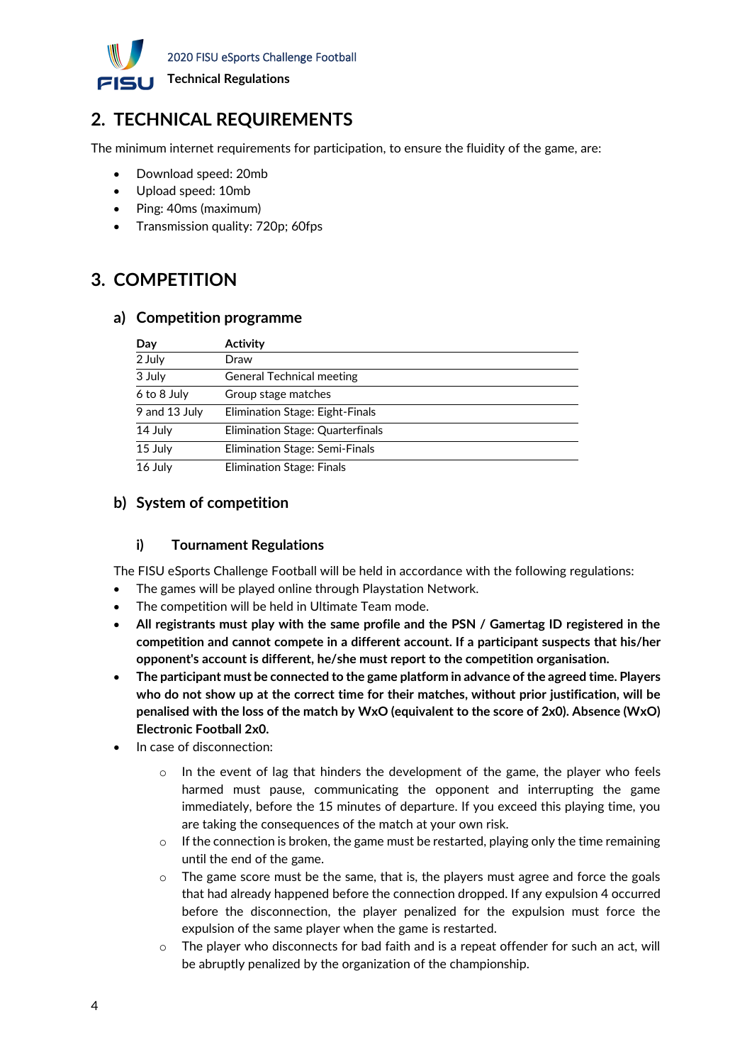## 2. TECHNICAL REQUIREMENTS

The minimum internet requirements for participation, to ensure the fluidity of the game, are:

- Download speed: 20mb
- Upload speed: 10mb
- Ping: 40ms (maximum)
- Transmission quality: 720p; 60fps

## 3. COMPETITION

### a) Competition programme

| Day | Activity |
|---|---|
| 2 July | Draw |
| 3 July | General Technical meeting |
| 6 to 8 July | Group stage matches |
| 9 and 13 July | Elimination Stage: Eight-Finals |
| 14 July | Elimination Stage: Quarterfinals |
| 15 July | Elimination Stage: Semi-Finals |
| 16 July | Elimination Stage: Finals |

### b) System of competition

#### i) Tournament Regulations

The FISU eSports Challenge Football will be held in accordance with the following regulations:

- The games will be played online through Playstation Network.
- The competition will be held in Ultimate Team mode.
- **All registrants must play with the same profile and the PSN / Gamertag ID registered in the competition and cannot compete in a different account. If a participant suspects that his/her opponent's account is different, he/she must report to the competition organisation.**
- **The participant must be connected to the game platform in advance of the agreed time. Players who do not show up at the correct time for their matches, without prior justification, will be penalised with the loss of the match by WxO (equivalent to the score of 2x0). Absence (WxO) Electronic Football 2x0.**
- In case of disconnection:
  - In the event of lag that hinders the development of the game, the player who feels harmed must pause, communicating the opponent and interrupting the game immediately, before the 15 minutes of departure. If you exceed this playing time, you are taking the consequences of the match at your own risk.
  - If the connection is broken, the game must be restarted, playing only the time remaining until the end of the game.
  - The game score must be the same, that is, the players must agree and force the goals that had already happened before the connection dropped. If any expulsion 4 occurred before the disconnection, the player penalized for the expulsion must force the expulsion of the same player when the game is restarted.
  - The player who disconnects for bad faith and is a repeat offender for such an act, will be abruptly penalized by the organization of the championship.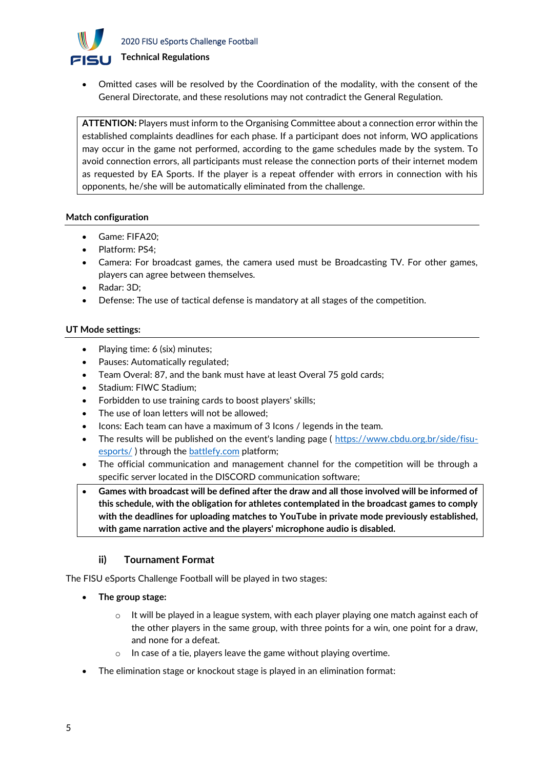- Omitted cases will be resolved by the Coordination of the modality, with the consent of the General Directorate, and these resolutions may not contradict the General Regulation.

**ATTENTION:** Players must inform to the Organising Committee about a connection error within the established complaints deadlines for each phase. If a participant does not inform, WO applications may occur in the game not performed, according to the game schedules made by the system. To avoid connection errors, all participants must release the connection ports of their internet modem as requested by EA Sports. If the player is a repeat offender with errors in connection with his opponents, he/she will be automatically eliminated from the challenge.

**Match configuration**

- Game: FIFA20;
- Platform: PS4;
- Camera: For broadcast games, the camera used must be Broadcasting TV. For other games, players can agree between themselves.
- Radar: 3D;
- Defense: The use of tactical defense is mandatory at all stages of the competition.

**UT Mode settings:**

- Playing time: 6 (six) minutes;
- Pauses: Automatically regulated;
- Team Overal: 87, and the bank must have at least Overal 75 gold cards;
- Stadium: FIWC Stadium;
- Forbidden to use training cards to boost players' skills;
- The use of loan letters will not be allowed;
- Icons: Each team can have a maximum of 3 Icons / legends in the team.
- The results will be published on the event's landing page ( [https://www.cbdu.org.br/side/fisu-esports/](https://www.cbdu.org.br/side/fisu-esports/) ) through the [battlefy.com](battlefy.com) platform;
- The official communication and management channel for the competition will be through a specific server located in the DISCORD communication software;
- **Games with broadcast will be defined after the draw and all those involved will be informed of this schedule, with the obligation for athletes contemplated in the broadcast games to comply with the deadlines for uploading matches to YouTube in private mode previously established, with game narration active and the players' microphone audio is disabled.**

### ii) Tournament Format

The FISU eSports Challenge Football will be played in two stages:

- **The group stage:**
  - It will be played in a league system, with each player playing one match against each of the other players in the same group, with three points for a win, one point for a draw, and none for a defeat.
  - In case of a tie, players leave the game without playing overtime.
- The elimination stage or knockout stage is played in an elimination format: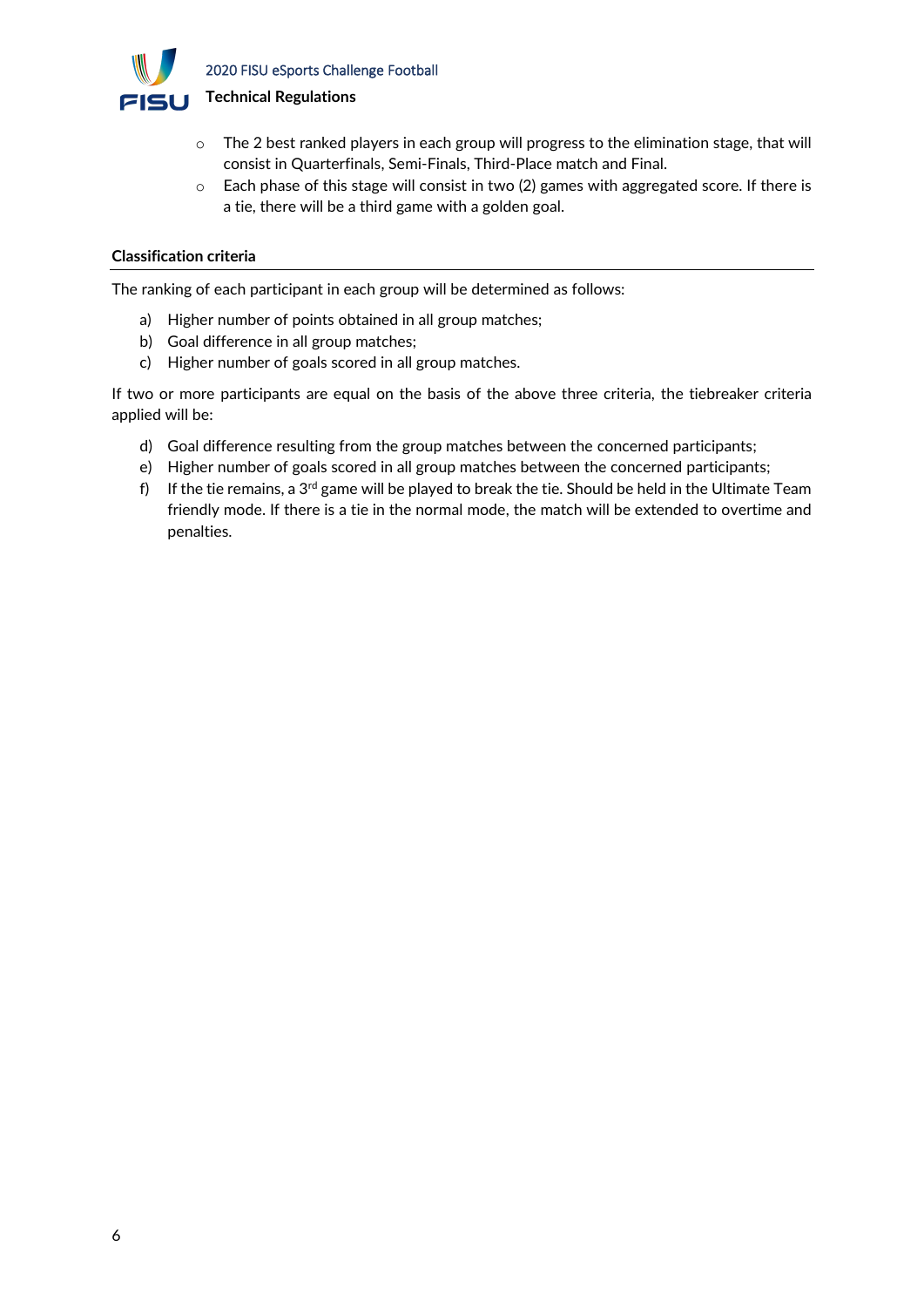- The 2 best ranked players in each group will progress to the elimination stage, that will consist in Quarterfinals, Semi-Finals, Third-Place match and Final.
- Each phase of this stage will consist in two (2) games with aggregated score. If there is a tie, there will be a third game with a golden goal.

#### Classification criteria

The ranking of each participant in each group will be determined as follows:

a) Higher number of points obtained in all group matches;
b) Goal difference in all group matches;
c) Higher number of goals scored in all group matches.

If two or more participants are equal on the basis of the above three criteria, the tiebreaker criteria applied will be:

d) Goal difference resulting from the group matches between the concerned participants;
e) Higher number of goals scored in all group matches between the concerned participants;
f) If the tie remains, a 3rd game will be played to break the tie. Should be held in the Ultimate Team friendly mode. If there is a tie in the normal mode, the match will be extended to overtime and penalties.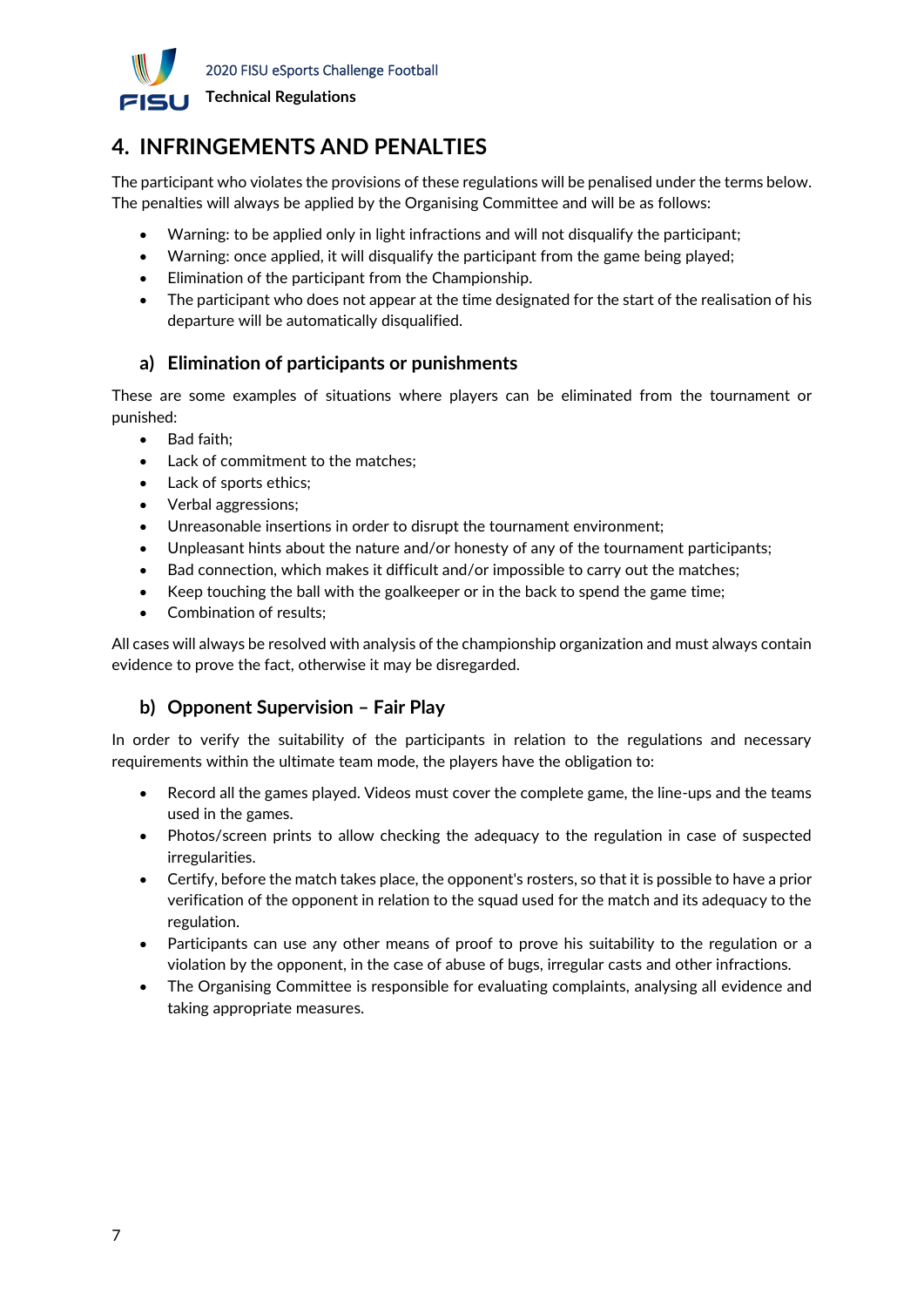# 4. INFRINGEMENTS AND PENALTIES

The participant who violates the provisions of these regulations will be penalised under the terms below. The penalties will always be applied by the Organising Committee and will be as follows:

- Warning: to be applied only in light infractions and will not disqualify the participant;
- Warning: once applied, it will disqualify the participant from the game being played;
- Elimination of the participant from the Championship.
- The participant who does not appear at the time designated for the start of the realisation of his departure will be automatically disqualified.

## a) Elimination of participants or punishments

These are some examples of situations where players can be eliminated from the tournament or punished:

- Bad faith;
- Lack of commitment to the matches;
- Lack of sports ethics;
- Verbal aggressions;
- Unreasonable insertions in order to disrupt the tournament environment;
- Unpleasant hints about the nature and/or honesty of any of the tournament participants;
- Bad connection, which makes it difficult and/or impossible to carry out the matches;
- Keep touching the ball with the goalkeeper or in the back to spend the game time;
- Combination of results;

All cases will always be resolved with analysis of the championship organization and must always contain evidence to prove the fact, otherwise it may be disregarded.

## b) Opponent Supervision – Fair Play

In order to verify the suitability of the participants in relation to the regulations and necessary requirements within the ultimate team mode, the players have the obligation to:

- Record all the games played. Videos must cover the complete game, the line-ups and the teams used in the games.
- Photos/screen prints to allow checking the adequacy to the regulation in case of suspected irregularities.
- Certify, before the match takes place, the opponent's rosters, so that it is possible to have a prior verification of the opponent in relation to the squad used for the match and its adequacy to the regulation.
- Participants can use any other means of proof to prove his suitability to the regulation or a violation by the opponent, in the case of abuse of bugs, irregular casts and other infractions.
- The Organising Committee is responsible for evaluating complaints, analysing all evidence and taking appropriate measures.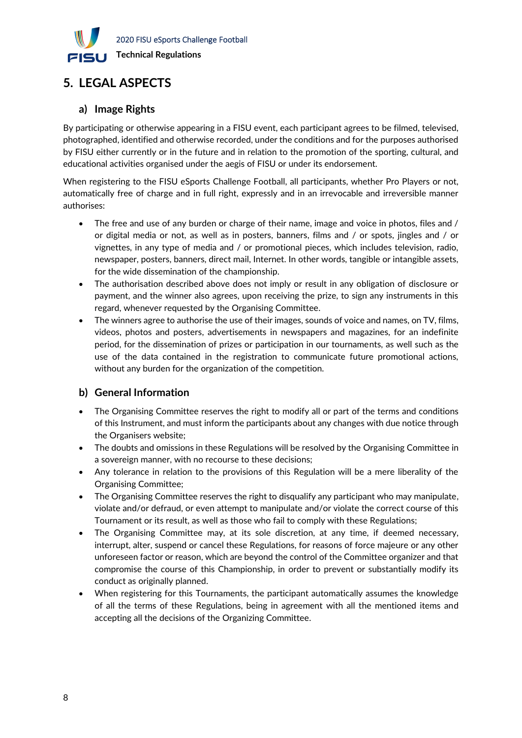## 5. LEGAL ASPECTS

### a) Image Rights

By participating or otherwise appearing in a FISU event, each participant agrees to be filmed, televised, photographed, identified and otherwise recorded, under the conditions and for the purposes authorised by FISU either currently or in the future and in relation to the promotion of the sporting, cultural, and educational activities organised under the aegis of FISU or under its endorsement.

When registering to the FISU eSports Challenge Football, all participants, whether Pro Players or not, automatically free of charge and in full right, expressly and in an irrevocable and irreversible manner authorises:

- The free and use of any burden or charge of their name, image and voice in photos, files and / or digital media or not, as well as in posters, banners, films and / or spots, jingles and / or vignettes, in any type of media and / or promotional pieces, which includes television, radio, newspaper, posters, banners, direct mail, Internet. In other words, tangible or intangible assets, for the wide dissemination of the championship.
- The authorisation described above does not imply or result in any obligation of disclosure or payment, and the winner also agrees, upon receiving the prize, to sign any instruments in this regard, whenever requested by the Organising Committee.
- The winners agree to authorise the use of their images, sounds of voice and names, on TV, films, videos, photos and posters, advertisements in newspapers and magazines, for an indefinite period, for the dissemination of prizes or participation in our tournaments, as well such as the use of the data contained in the registration to communicate future promotional actions, without any burden for the organization of the competition.

### b) General Information

- The Organising Committee reserves the right to modify all or part of the terms and conditions of this Instrument, and must inform the participants about any changes with due notice through the Organisers website;
- The doubts and omissions in these Regulations will be resolved by the Organising Committee in a sovereign manner, with no recourse to these decisions;
- Any tolerance in relation to the provisions of this Regulation will be a mere liberality of the Organising Committee;
- The Organising Committee reserves the right to disqualify any participant who may manipulate, violate and/or defraud, or even attempt to manipulate and/or violate the correct course of this Tournament or its result, as well as those who fail to comply with these Regulations;
- The Organising Committee may, at its sole discretion, at any time, if deemed necessary, interrupt, alter, suspend or cancel these Regulations, for reasons of force majeure or any other unforeseen factor or reason, which are beyond the control of the Committee organizer and that compromise the course of this Championship, in order to prevent or substantially modify its conduct as originally planned.
- When registering for this Tournaments, the participant automatically assumes the knowledge of all the terms of these Regulations, being in agreement with all the mentioned items and accepting all the decisions of the Organizing Committee.